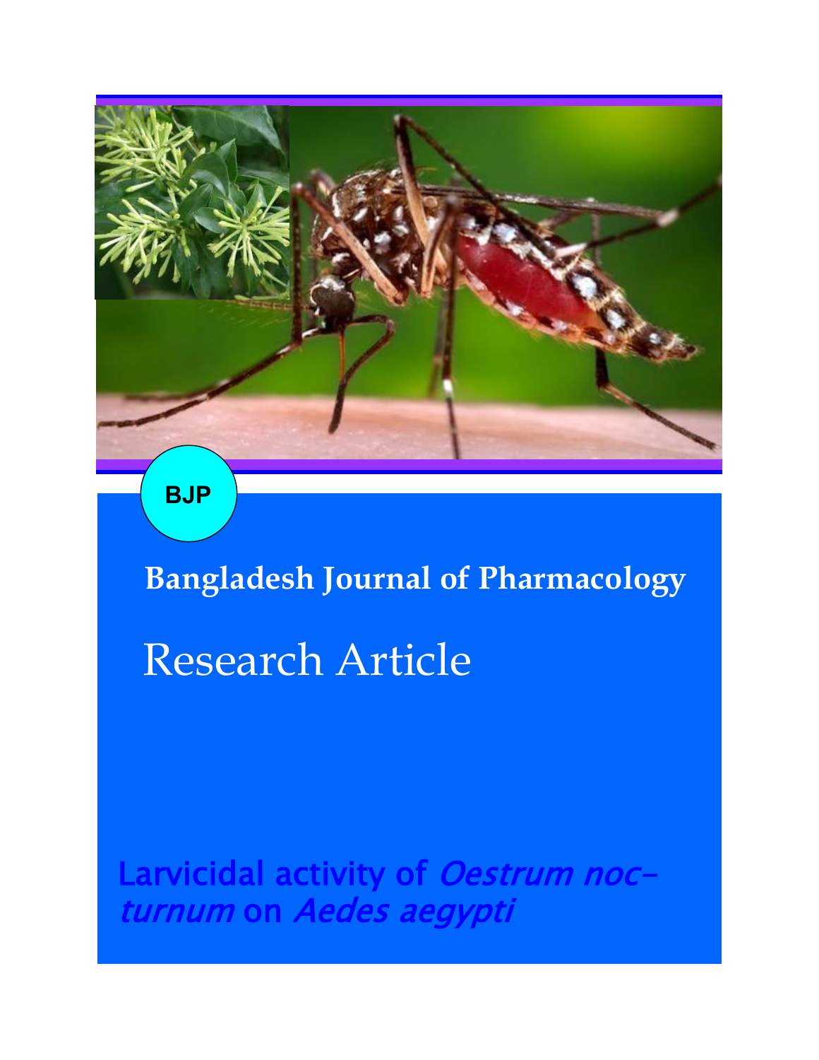BJP

Bangladesh Journal of Pharmacology

# Research Article

## Larvicidal activity of *Oestrum nocturnum* on *Aedes aegypti*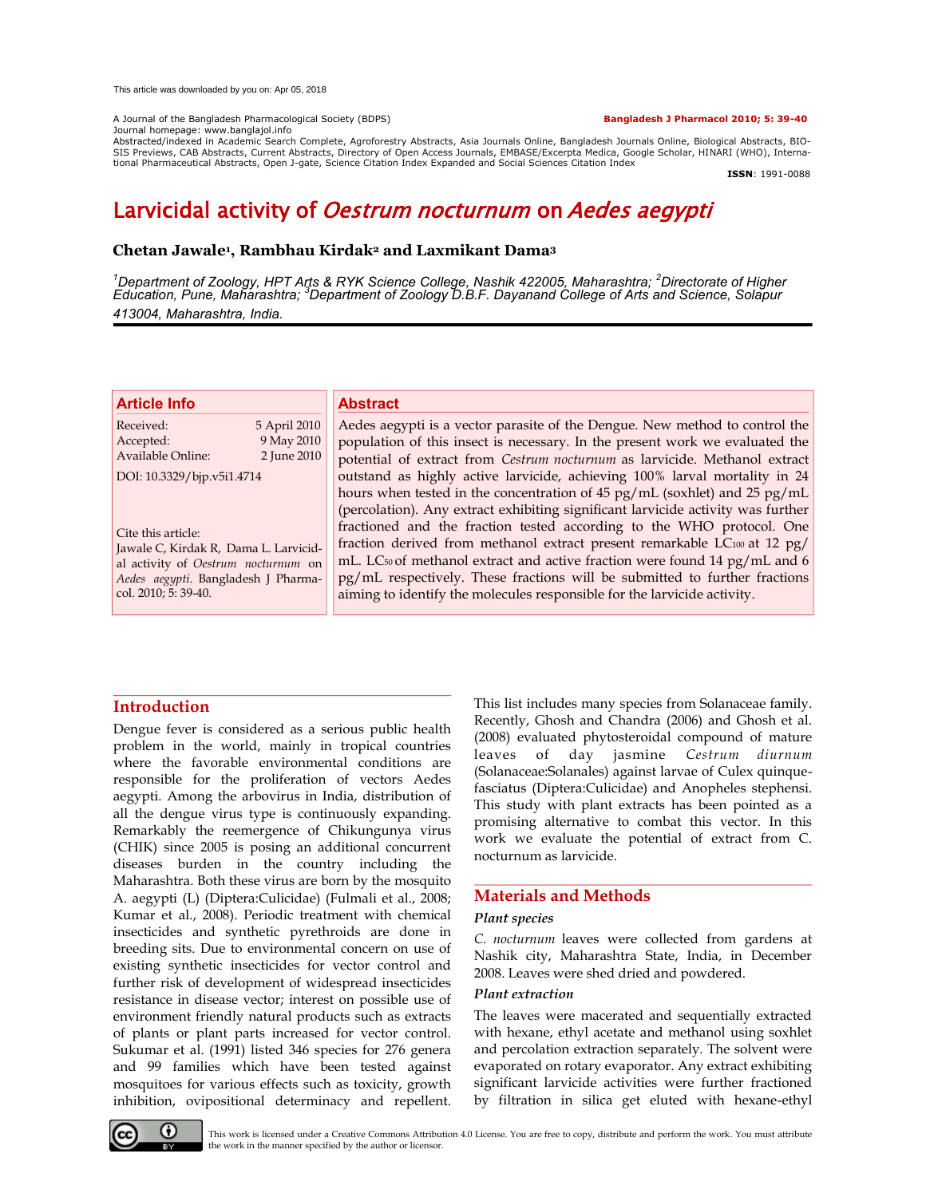This article was downloaded by you on: Apr 05, 2018

A Journal of the Bangladesh Pharmacological Society (BDPS)
Journal homepage: www.banglajol.info
Abstracted/indexed in Academic Search Complete, Agroforestry Abstracts, Asia Journals Online, Bangladesh Journals Online, Biological Abstracts, BIOSIS Previews, CAB Abstracts, Current Abstracts, Directory of Open Access Journals, EMBASE/Excerpta Medica, Google Scholar, HINARI (WHO), International Pharmaceutical Abstracts, Open J-gate, Science Citation Index Expanded and Social Sciences Citation Index

**ISSN**: 1991-0088

# Larvicidal activity of *Oestrum nocturnum* on *Aedes aegypti*

**Chetan Jawale[1], Rambhau Kirdak[2] and Laxmikant Dama[3]**

*[1]Department of Zoology, HPT Arts & RYK Science College, Nashik 422005, Maharashtra; [2]Directorate of Higher Education, Pune, Maharashtra; [3]Department of Zoology D.B.F. Dayanand College of Arts and Science, Solapur 413004, Maharashtra, India.*

### Article Info

Received: 5 April 2010
Accepted: 9 May 2010
Available Online: 2 June 2010

DOI: 10.3329/bjp.v5i1.4714

Cite this article:
Jawale C, Kirdak R, Dama L. Larvicidal activity of *Oestrum nocturnum* on *Aedes aegypti*. Bangladesh J Pharmacol. 2010; 5: 39-40.

### Abstract

Aedes aegypti is a vector parasite of the Dengue. New method to control the population of this insect is necessary. In the present work we evaluated the potential of extract from *Cestrum nocturnum* as larvicide. Methanol extract outstand as highly active larvicide, achieving 100% larval mortality in 24 hours when tested in the concentration of 45 pg/mL (soxhlet) and 25 pg/mL (percolation). Any extract exhibiting significant larvicide activity was further fractioned and the fraction tested according to the WHO protocol. One fraction derived from methanol extract present remarkable $LC_{100}$ at 12 pg/mL. $LC_{50}$ of methanol extract and active fraction were found 14 pg/mL and 6 pg/mL respectively. These fractions will be submitted to further fractions aiming to identify the molecules responsible for the larvicide activity.

## Introduction

Dengue fever is considered as a serious public health problem in the world, mainly in tropical countries where the favorable environmental conditions are responsible for the proliferation of vectors Aedes aegypti. Among the arbovirus in India, distribution of all the dengue virus type is continuously expanding. Remarkably the reemergence of Chikungunya virus (CHIK) since 2005 is posing an additional concurrent diseases burden in the country including the Maharashtra. Both these virus are born by the mosquito A. aegypti (L) (Diptera:Culicidae) (Fulmali et al., 2008; Kumar et al., 2008). Periodic treatment with chemical insecticides and synthetic pyrethroids are done in breeding sits. Due to environmental concern on use of existing synthetic insecticides for vector control and further risk of development of widespread insecticides resistance in disease vector; interest on possible use of environment friendly natural products such as extracts of plants or plant parts increased for vector control. Sukumar et al. (1991) listed 346 species for 276 genera and 99 families which have been tested against mosquitoes for various effects such as toxicity, growth inhibition, ovipositional determinacy and repellent. This list includes many species from Solanaceae family. Recently, Ghosh and Chandra (2006) and Ghosh et al. (2008) evaluated phytosteroidal compound of mature leaves of day jasmine *Cestrum diurnum* (Solanaceae:Solanales) against larvae of Culex quinquefasciatus (Diptera:Culicidae) and Anopheles stephensi. This study with plant extracts has been pointed as a promising alternative to combat this vector. In this work we evaluate the potential of extract from C. nocturnum as larvicide.

## Materials and Methods

### Plant species

*C. nocturnum* leaves were collected from gardens at Nashik city, Maharashtra State, India, in December 2008. Leaves were shed dried and powdered.

### Plant extraction

The leaves were macerated and sequentially extracted with hexane, ethyl acetate and methanol using soxhlet and percolation extraction separately. The solvent were evaporated on rotary evaporator. Any extract exhibiting significant larvicide activities were further fractioned by filtration in silica get eluted with hexane-ethyl

This work is licensed under a Creative Commons Attribution 4.0 License. You are free to copy, distribute and perform the work. You must attribute the work in the manner specified by the author or licensor.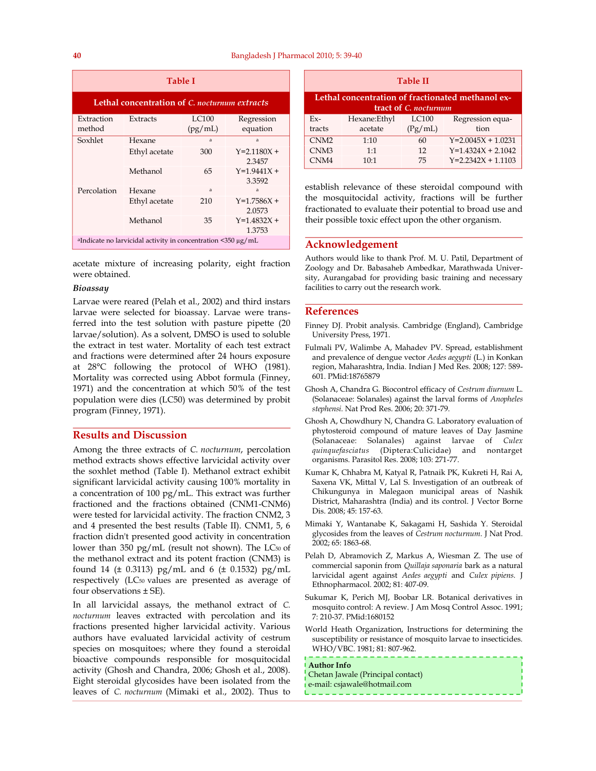**Table I**

**Lethal concentration of *C. nocturnum* extracts**

| Extraction method | Extracts | LC100 (pg/mL) | Regression equation |
|---|---|---|---|
| Soxhlet | Hexane | a | a |
| | Ethyl acetate | 300 | Y=2.1180X + 2.3457 |
| | Methanol | 65 | Y=1.9441X + 3.3592 |
| Percolation | Hexane | a | a |
| | Ethyl acetate | 210 | Y=1.7586X + 2.0573 |
| | Methanol | 35 | Y=1.4832X + 1.3753 |

[a]Indicate no larvicidal activity in concentration <350 µg/mL

acetate mixture of increasing polarity, eight fraction were obtained.

### *Bioassay*

Larvae were reared (Pelah et al., 2002) and third instars larvae were selected for bioassay. Larvae were transferred into the test solution with pasture pipette (20 larvae/solution). As a solvent, DMSO is used to soluble the extract in test water. Mortality of each test extract and fractions were determined after 24 hours exposure at 28°C following the protocol of WHO (1981). Mortality was corrected using Abbot formula (Finney, 1971) and the concentration at which 50% of the test population were dies (LC50) was determined by probit program (Finney, 1971).

## Results and Discussion

Among the three extracts of *C. nocturnum*, percolation method extracts shows effective larvicidal activity over the soxhlet method (Table I). Methanol extract exhibit significant larvicidal activity causing 100% mortality in a concentration of 100 pg/mL. This extract was further fractioned and the fractions obtained (CNM1-CNM6) were tested for larvicidal activity. The fraction CNM2, 3 and 4 presented the best results (Table II). CNM1, 5, 6 fraction didn't presented good activity in concentration lower than 350 pg/mL (result not shown). The $LC_{50}$ of the methanol extract and its potent fraction (CNM3) is found 14 (± 0.3113) pg/mL and 6 (± 0.1532) pg/mL respectively ($LC_{50}$ values are presented as average of four observations ± SE).

In all larvicidal assays, the methanol extract of *C. nocturnum* leaves extracted with percolation and its fractions presented higher larvicidal activity. Various authors have evaluated larvicidal activity of cestrum species on mosquitoes; where they found a steroidal bioactive compounds responsible for mosquitocidal activity (Ghosh and Chandra, 2006; Ghosh et al., 2008). Eight steroidal glycosides have been isolated from the leaves of *C. nocturnum* (Mimaki et al., 2002). Thus to establish relevance of these steroidal compound with the mosquitocidal activity, fractions will be further fractionated to evaluate their potential to broad use and their possible toxic effect upon the other organism.

**Table II**

**Lethal concentration of fractionated methanol extract of *C. nocturnum***

| Extracts | Hexane:Ethyl acetate | LC100 (Pg/mL) | Regression equation |
|---|---|---|---|
| CNM2 | 1:10 | 60 | Y=2.0045X + 1.0231 |
| CNM3 | 1:1 | 12 | Y=1.4324X + 2.1042 |
| CNM4 | 10:1 | 75 | Y=2.2342X + 1.1103 |

## Acknowledgement

Authors would like to thank Prof. M. U. Patil, Department of Zoology and Dr. Babasaheb Ambedkar, Marathwada University, Aurangabad for providing basic training and necessary facilities to carry out the research work.

## References

Finney DJ. Probit analysis. Cambridge (England), Cambridge University Press, 1971.

Fulmali PV, Walimbe A, Mahadev PV. Spread, establishment and prevalence of dengue vector *Aedes aegypti* (L.) in Konkan region, Maharashtra, India. Indian J Med Res. 2008; 127: 589-601. PMid:18765879

Ghosh A, Chandra G. Biocontrol efficacy of *Cestrum diurnum* L. (Solanaceae: Solanales) against the larval forms of *Anopheles stephensi*. Nat Prod Res. 2006; 20: 371-79.

Ghosh A, Chowdhury N, Chandra G. Laboratory evaluation of phytosteroid compound of mature leaves of Day Jasmine (Solanaceae: Solanales) against larvae of *Culex quinquefasciatus* (Diptera:Culicidae) and nontarget organisms. Parasitol Res. 2008; 103: 271-77.

Kumar K, Chhabra M, Katyal R, Patnaik PK, Kukreti H, Rai A, Saxena VK, Mittal V, Lal S. Investigation of an outbreak of Chikungunya in Malegaon municipal areas of Nashik District, Maharashtra (India) and its control. J Vector Borne Dis. 2008; 45: 157-63.

Mimaki Y, Wantanabe K, Sakagami H, Sashida Y. Steroidal glycosides from the leaves of *Cestrum nocturnum*. J Nat Prod. 2002; 65: 1863-68.

Pelah D, Abramovich Z, Markus A, Wiesman Z. The use of commercial saponin from *Quillaja saponaria* bark as a natural larvicidal agent against *Aedes aegypti* and *Culex pipiens*. J Ethnopharmacol. 2002; 81: 407-09.

Sukumar K, Perich MJ, Boobar LR. Botanical derivatives in mosquito control: A review. J Am Mosq Control Assoc. 1991; 7: 210-37. PMid:1680152

World Heath Organization, Instructions for determining the susceptibility or resistance of mosquito larvae to insecticides. WHO/VBC. 1981; 81: 807-962.

**Author Info**
Chetan Jawale (Principal contact)
e-mail: csjawale@hotmail.com